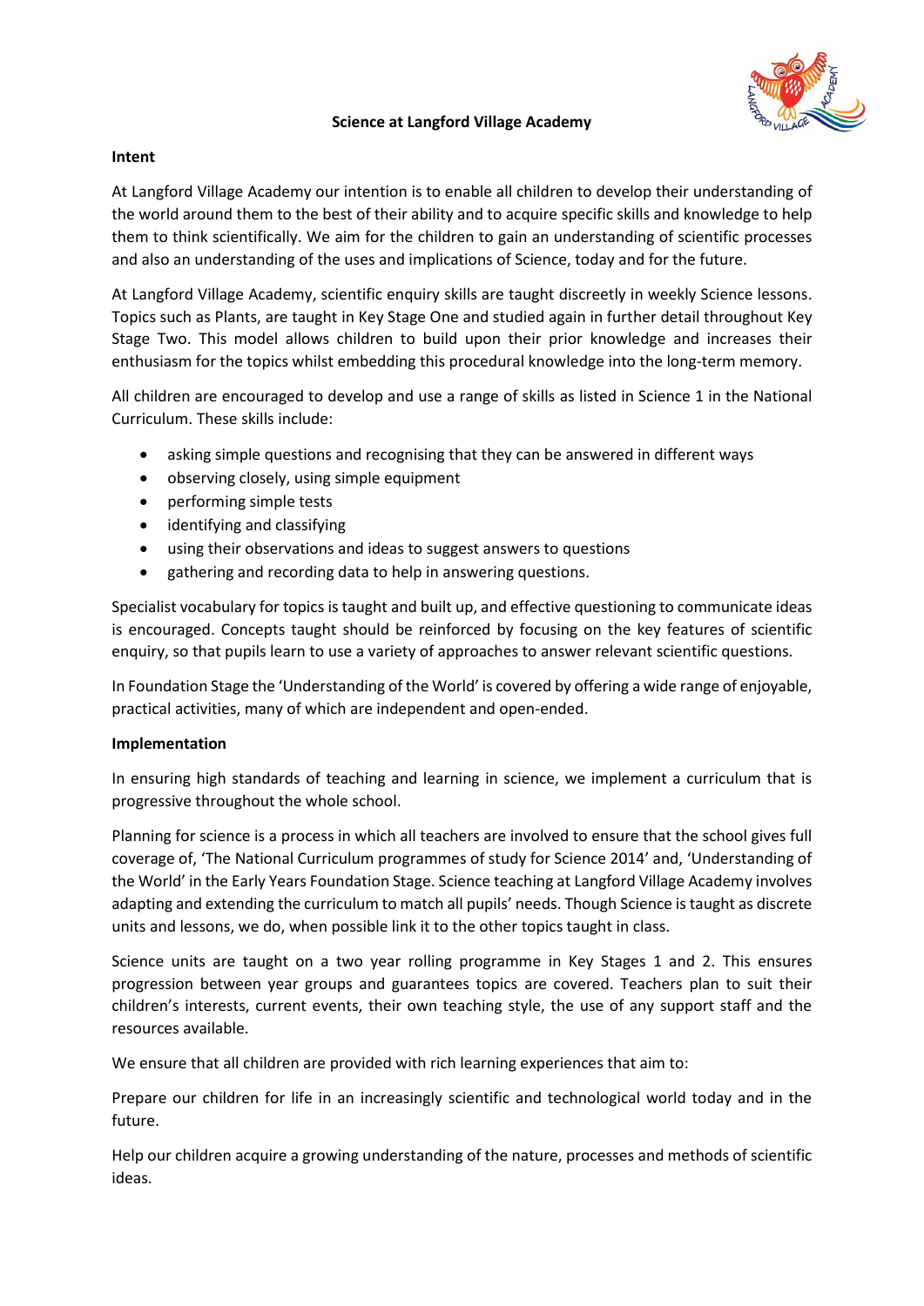# Science at Langford Village Academy

## Intent

At Langford Village Academy our intention is to enable all children to develop their understanding of the world around them to the best of their ability and to acquire specific skills and knowledge to help them to think scientifically. We aim for the children to gain an understanding of scientific processes and also an understanding of the uses and implications of Science, today and for the future.

At Langford Village Academy, scientific enquiry skills are taught discreetly in weekly Science lessons. Topics such as Plants, are taught in Key Stage One and studied again in further detail throughout Key Stage Two. This model allows children to build upon their prior knowledge and increases their enthusiasm for the topics whilst embedding this procedural knowledge into the long-term memory.

All children are encouraged to develop and use a range of skills as listed in Science 1 in the National Curriculum. These skills include:

- asking simple questions and recognising that they can be answered in different ways
- observing closely, using simple equipment
- performing simple tests
- identifying and classifying
- using their observations and ideas to suggest answers to questions
- gathering and recording data to help in answering questions.

Specialist vocabulary for topics is taught and built up, and effective questioning to communicate ideas is encouraged. Concepts taught should be reinforced by focusing on the key features of scientific enquiry, so that pupils learn to use a variety of approaches to answer relevant scientific questions.

In Foundation Stage the 'Understanding of the World' is covered by offering a wide range of enjoyable, practical activities, many of which are independent and open-ended.

## Implementation

In ensuring high standards of teaching and learning in science, we implement a curriculum that is progressive throughout the whole school.

Planning for science is a process in which all teachers are involved to ensure that the school gives full coverage of, 'The National Curriculum programmes of study for Science 2014' and, 'Understanding of the World' in the Early Years Foundation Stage. Science teaching at Langford Village Academy involves adapting and extending the curriculum to match all pupils' needs. Though Science is taught as discrete units and lessons, we do, when possible link it to the other topics taught in class.

Science units are taught on a two year rolling programme in Key Stages 1 and 2. This ensures progression between year groups and guarantees topics are covered. Teachers plan to suit their children's interests, current events, their own teaching style, the use of any support staff and the resources available.

We ensure that all children are provided with rich learning experiences that aim to:

Prepare our children for life in an increasingly scientific and technological world today and in the future.

Help our children acquire a growing understanding of the nature, processes and methods of scientific ideas.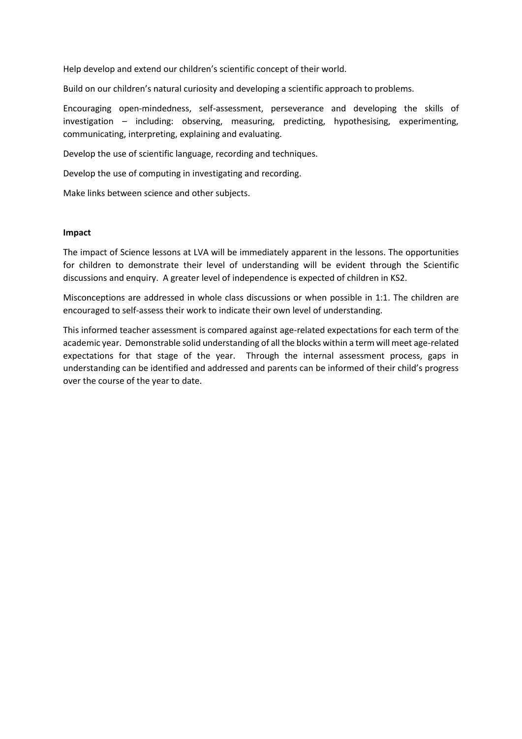Help develop and extend our children's scientific concept of their world.

Build on our children's natural curiosity and developing a scientific approach to problems.

Encouraging open-mindedness, self-assessment, perseverance and developing the skills of investigation – including: observing, measuring, predicting, hypothesising, experimenting, communicating, interpreting, explaining and evaluating.

Develop the use of scientific language, recording and techniques.

Develop the use of computing in investigating and recording.

Make links between science and other subjects.

**Impact**

The impact of Science lessons at LVA will be immediately apparent in the lessons. The opportunities for children to demonstrate their level of understanding will be evident through the Scientific discussions and enquiry. A greater level of independence is expected of children in KS2.

Misconceptions are addressed in whole class discussions or when possible in 1:1. The children are encouraged to self-assess their work to indicate their own level of understanding.

This informed teacher assessment is compared against age-related expectations for each term of the academic year. Demonstrable solid understanding of all the blocks within a term will meet age-related expectations for that stage of the year. Through the internal assessment process, gaps in understanding can be identified and addressed and parents can be informed of their child's progress over the course of the year to date.